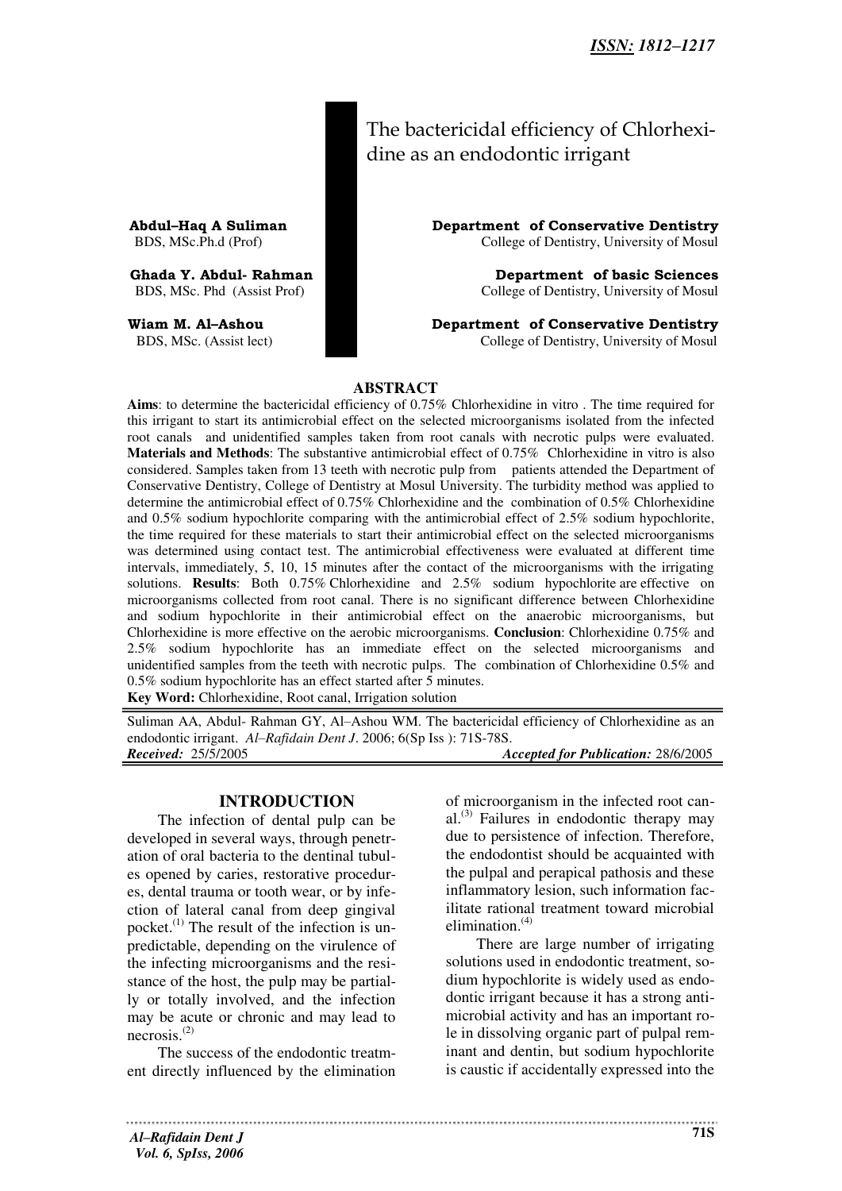ISSN: 1812–1217

# The bactericidal efficiency of Chlorhexidine as an endodontic irrigant

**Abdul–Haq A Suliman**
BDS, MSc.Ph.d (Prof)
**Department of Conservative Dentistry**
College of Dentistry, University of Mosul

**Ghada Y. Abdul- Rahman**
BDS, MSc. Phd (Assist Prof)
**Department of basic Sciences**
College of Dentistry, University of Mosul

**Wiam M. Al–Ashou**
BDS, MSc. (Assist lect)
**Department of Conservative Dentistry**
College of Dentistry, University of Mosul

## ABSTRACT

**Aims**: to determine the bactericidal efficiency of 0.75% Chlorhexidine in vitro . The time required for this irrigant to start its antimicrobial effect on the selected microorganisms isolated from the infected root canals and unidentified samples taken from root canals with necrotic pulps were evaluated. **Materials and Methods**: The substantive antimicrobial effect of 0.75% Chlorhexidine in vitro is also considered. Samples taken from 13 teeth with necrotic pulp from patients attended the Department of Conservative Dentistry, College of Dentistry at Mosul University. The turbidity method was applied to determine the antimicrobial effect of 0.75% Chlorhexidine and the combination of 0.5% Chlorhexidine and 0.5% sodium hypochlorite comparing with the antimicrobial effect of 2.5% sodium hypochlorite, the time required for these materials to start their antimicrobial effect on the selected microorganisms was determined using contact test. The antimicrobial effectiveness were evaluated at different time intervals, immediately, 5, 10, 15 minutes after the contact of the microorganisms with the irrigating solutions. **Results**: Both 0.75% Chlorhexidine and 2.5% sodium hypochlorite are effective on microorganisms collected from root canal. There is no significant difference between Chlorhexidine and sodium hypochlorite in their antimicrobial effect on the anaerobic microorganisms, but Chlorhexidine is more effective on the aerobic microorganisms. **Conclusion**: Chlorhexidine 0.75% and 2.5% sodium hypochlorite has an immediate effect on the selected microorganisms and unidentified samples from the teeth with necrotic pulps. The combination of Chlorhexidine 0.5% and 0.5% sodium hypochlorite has an effect started after 5 minutes.

**Key Word:** Chlorhexidine, Root canal, Irrigation solution

Suliman AA, Abdul- Rahman GY, Al–Ashou WM. The bactericidal efficiency of Chlorhexidine as an endodontic irrigant. *Al–Rafidain Dent J*. 2006; 6(Sp Iss ): 71S-78S.

***Received:*** 25/5/2005 ***Accepted for Publication:*** 28/6/2005

## INTRODUCTION

The infection of dental pulp can be developed in several ways, through penetration of oral bacteria to the dentinal tubules opened by caries, restorative procedures, dental trauma or tooth wear, or by infection of lateral canal from deep gingival pocket.[1] The result of the infection is unpredictable, depending on the virulence of the infecting microorganisms and the resistance of the host, the pulp may be partially or totally involved, and the infection may be acute or chronic and may lead to necrosis.[2]

The success of the endodontic treatment directly influenced by the elimination of microorganism in the infected root canal.[3] Failures in endodontic therapy may due to persistence of infection. Therefore, the endodontist should be acquainted with the pulpal and perapical pathosis and these inflammatory lesion, such information facilitate rational treatment toward microbial elimination.[4]

There are large number of irrigating solutions used in endodontic treatment, sodium hypochlorite is widely used as endodontic irrigant because it has a strong antimicrobial activity and has an important role in dissolving organic part of pulpal reminant and dentin, but sodium hypochlorite is caustic if accidentally expressed into the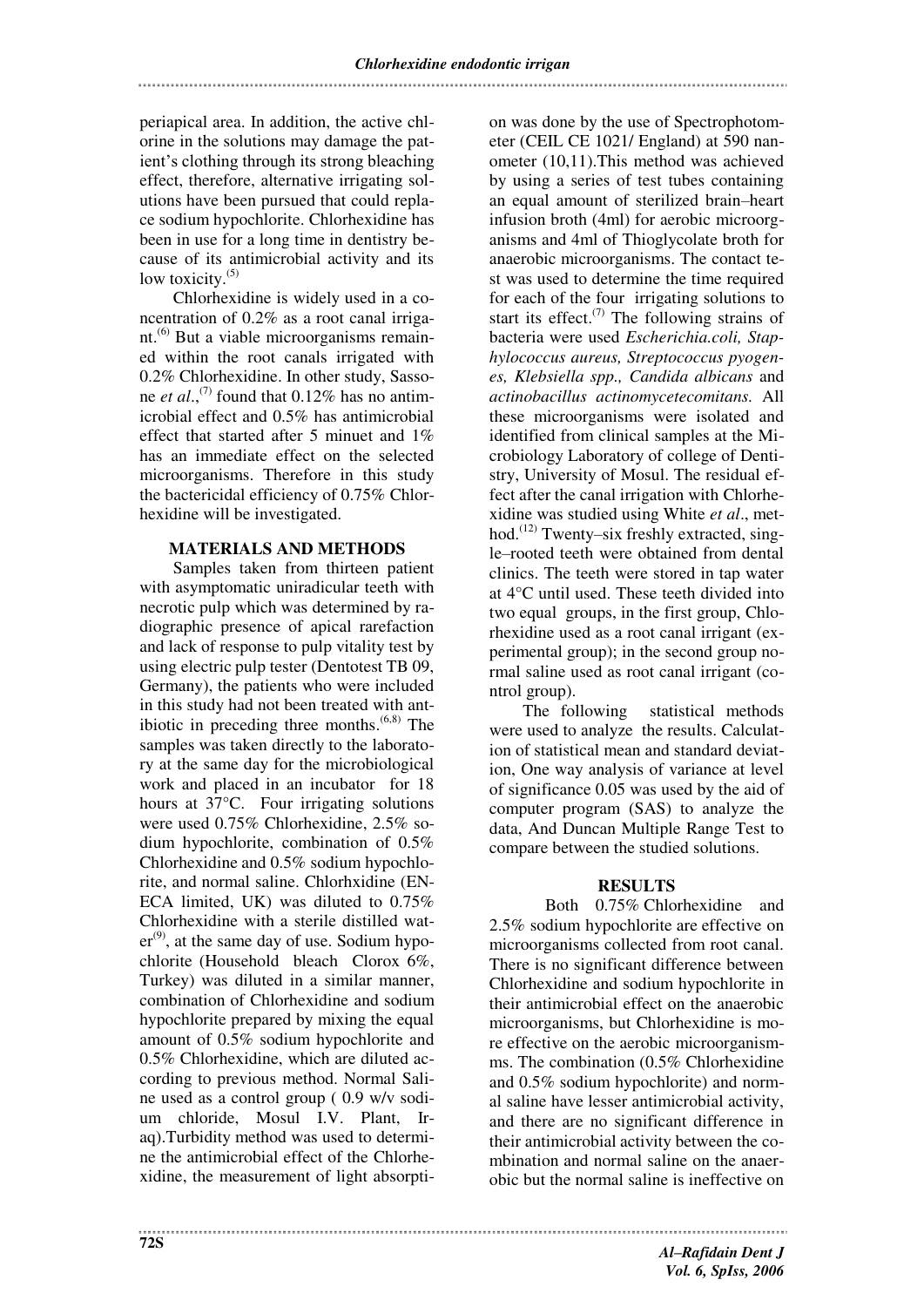periapical area. In addition, the active chlorine in the solutions may damage the patient's clothing through its strong bleaching effect, therefore, alternative irrigating solutions have been pursued that could replace sodium hypochlorite. Chlorhexidine has been in use for a long time in dentistry because of its antimicrobial activity and its low toxicity.[5]

Chlorhexidine is widely used in a concentration of 0.2% as a root canal irrigant.[6] But a viable microorganisms remained within the root canals irrigated with 0.2% Chlorhexidine. In other study, Sassone *et al*.,[7] found that 0.12% has no antimicrobial effect and 0.5% has antimicrobial effect that started after 5 minuet and 1% has an immediate effect on the selected microorganisms. Therefore in this study the bactericidal efficiency of 0.75% Chlorhexidine will be investigated.

## MATERIALS AND METHODS

Samples taken from thirteen patient with asymptomatic uniradicular teeth with necrotic pulp which was determined by radiographic presence of apical rarefaction and lack of response to pulp vitality test by using electric pulp tester (Dentotest TB 09, Germany), the patients who were included in this study had not been treated with antibiotic in preceding three months.[6,8] The samples was taken directly to the laboratory at the same day for the microbiological work and placed in an incubator for 18 hours at 37°C. Four irrigating solutions were used 0.75% Chlorhexidine, 2.5% sodium hypochlorite, combination of 0.5% Chlorhexidine and 0.5% sodium hypochlorite, and normal saline. Chlorhxidine (ENECA limited, UK) was diluted to 0.75% Chlorhexidine with a sterile distilled water[9], at the same day of use. Sodium hypochlorite (Household bleach Clorox 6%, Turkey) was diluted in a similar manner, combination of Chlorhexidine and sodium hypochlorite prepared by mixing the equal amount of 0.5% sodium hypochlorite and 0.5% Chlorhexidine, which are diluted according to previous method. Normal Saline used as a control group ( 0.9 w/v sodium chloride, Mosul I.V. Plant, Iraq).Turbidity method was used to determine the antimicrobial effect of the Chlorhexidine, the measurement of light absorption was done by the use of Spectrophotometer (CEIL CE 1021/ England) at 590 nanometer (10,11).This method was achieved by using a series of test tubes containing an equal amount of sterilized brain–heart infusion broth (4ml) for aerobic microorganisms and 4ml of Thioglycolate broth for anaerobic microorganisms. The contact test was used to determine the time required for each of the four irrigating solutions to start its effect.[7] The following strains of bacteria were used *Escherichia.coli, Staphylococcus aureus, Streptococcus pyogenes, Klebsiella spp., Candida albicans* and *actinobacillus actinomycetecomitans.* All these microorganisms were isolated and identified from clinical samples at the Microbiology Laboratory of college of Dentistry, University of Mosul. The residual effect after the canal irrigation with Chlorhexidine was studied using White *et al*., method.[12] Twenty–six freshly extracted, single–rooted teeth were obtained from dental clinics. The teeth were stored in tap water at 4°C until used. These teeth divided into two equal groups, in the first group, Chlorhexidine used as a root canal irrigant (experimental group); in the second group normal saline used as root canal irrigant (control group).

The following statistical methods were used to analyze the results. Calculation of statistical mean and standard deviation, One way analysis of variance at level of significance 0.05 was used by the aid of computer program (SAS) to analyze the data, And Duncan Multiple Range Test to compare between the studied solutions.

## RESULTS

Both 0.75% Chlorhexidine and 2.5% sodium hypochlorite are effective on microorganisms collected from root canal. There is no significant difference between Chlorhexidine and sodium hypochlorite in their antimicrobial effect on the anaerobic microorganisms, but Chlorhexidine is more effective on the aerobic microorganismms. The combination (0.5% Chlorhexidine and 0.5% sodium hypochlorite) and normal saline have lesser antimicrobial activity, and there are no significant difference in their antimicrobial activity between the combination and normal saline on the anaerobic but the normal saline is ineffective on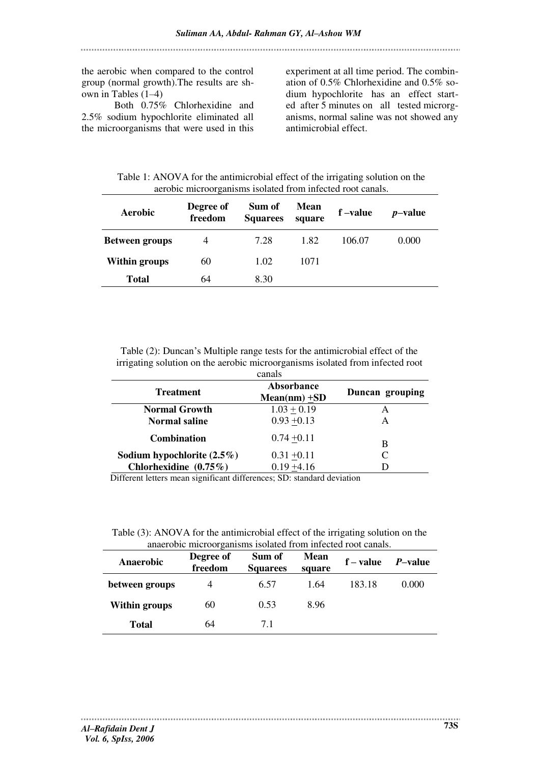the aerobic when compared to the control group (normal growth).The results are shown in Tables (1–4)

Both 0.75% Chlorhexidine and 2.5% sodium hypochlorite eliminated all the microorganisms that were used in this experiment at all time period. The combination of 0.5% Chlorhexidine and 0.5% sodium hypochlorite has an effect started after 5 minutes on all tested microrganisms, normal saline was not showed any antimicrobial effect.

Table 1: ANOVA for the antimicrobial effect of the irrigating solution on the aerobic microorganisms isolated from infected root canals.

| Aerobic | Degree of freedom | Sum of Squarees | Mean square | f –value | *p*–value |
|---|---|---|---|---|---|
| **Between groups** | 4 | 7.28 | 1.82 | 106.07 | 0.000 |
| **Within groups** | 60 | 1.02 | 1071 | | |
| **Total** | 64 | 8.30 | | | |

Table (2): Duncan's Multiple range tests for the antimicrobial effect of the irrigating solution on the aerobic microorganisms isolated from infected root canals

| Treatment | Absorbance Mean(nm) ±SD | Duncan grouping |
|---|---|---|
| **Normal Growth** | 1.03 ± 0.19 | A |
| **Normal saline** | 0.93 ±0.13 | A |
| **Combination** | 0.74 ±0.11 | B |
| **Sodium hypochlorite (2.5%)** | 0.31 ±0.11 | C |
| **Chlorhexidine (0.75%)** | 0.19 ±4.16 | D |

Different letters mean significant differences; SD: standard deviation

Table (3): ANOVA for the antimicrobial effect of the irrigating solution on the anaerobic microorganisms isolated from infected root canals.

| Anaerobic | Degree of freedom | Sum of Squarees | Mean square | f – value | *P*–value |
|---|---|---|---|---|---|
| **between groups** | 4 | 6.57 | 1.64 | 183.18 | 0.000 |
| **Within groups** | 60 | 0.53 | 8.96 | | |
| **Total** | 64 | 7.1 | | | |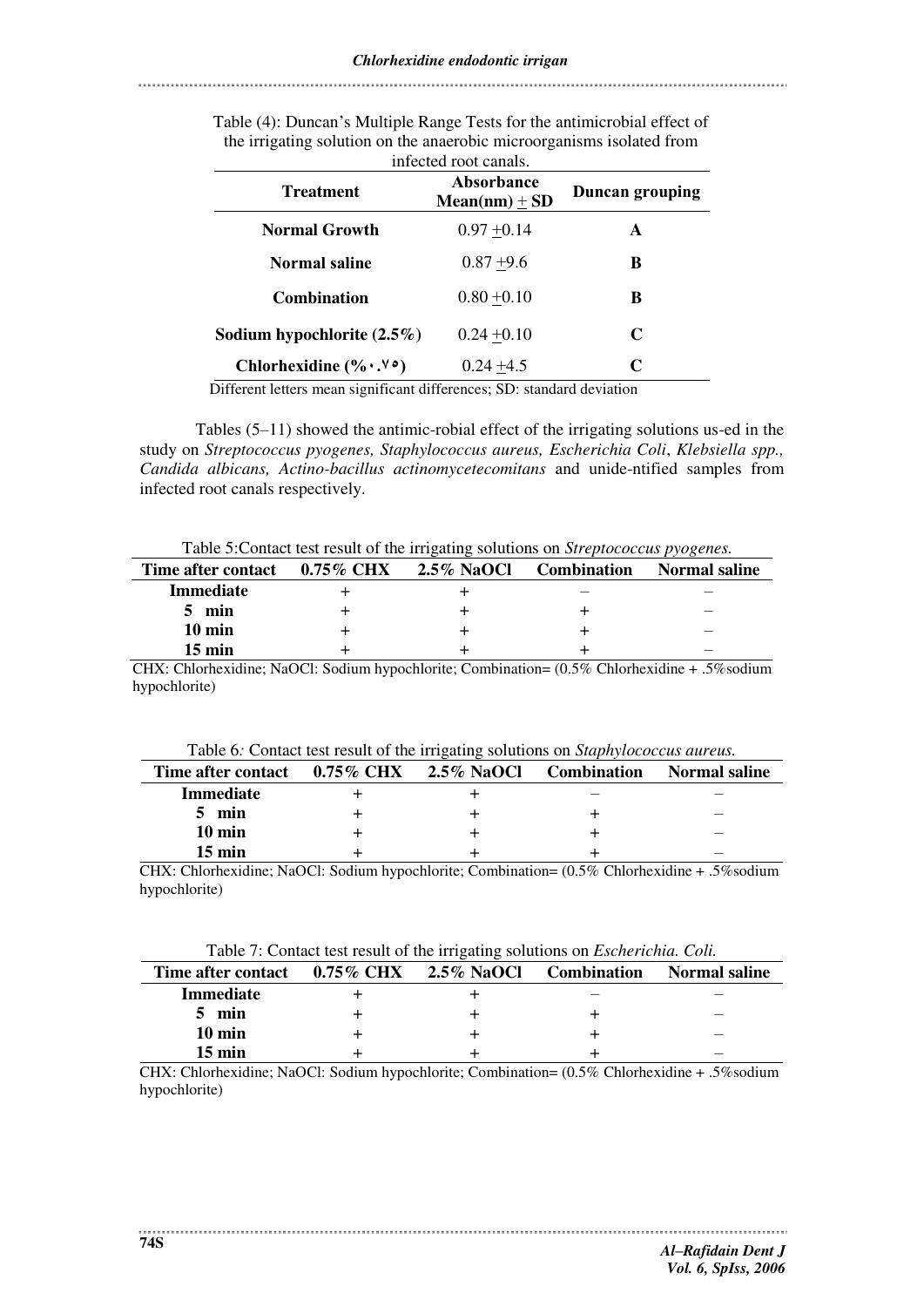Table (4): Duncan's Multiple Range Tests for the antimicrobial effect of the irrigating solution on the anaerobic microorganisms isolated from infected root canals.

| Treatment | Absorbance Mean(nm) ± SD | Duncan grouping |
|---|---|---|
| **Normal Growth** | 0.97 ±0.14 | **A** |
| **Normal saline** | 0.87 ±9.6 | **B** |
| **Combination** | 0.80 ±0.10 | **B** |
| **Sodium hypochlorite (2.5%)** | 0.24 ±0.10 | **C** |
| **Chlorhexidine (%٠.٧٥)** | 0.24 ±4.5 | **C** |

Different letters mean significant differences; SD: standard deviation

Tables (5–11) showed the antimic-robial effect of the irrigating solutions us-ed in the study on *Streptococcus pyogenes, Staphylococcus aureus, Escherichia Coli*, *Klebsiella spp., Candida albicans, Actino-bacillus actinomycetecomitans* and unide-ntified samples from infected root canals respectively.

Table 5:Contact test result of the irrigating solutions on *Streptococcus pyogenes.*

| Time after contact | 0.75% CHX | 2.5% NaOCl | Combination | Normal saline |
|---|---|---|---|---|
| **Immediate** | + | + | – | – |
| **5 min** | + | + | + | – |
| **10 min** | + | + | + | – |
| **15 min** | + | + | + | – |

CHX: Chlorhexidine; NaOCl: Sodium hypochlorite; Combination= (0.5% Chlorhexidine + .5%sodium hypochlorite)

Table 6*:* Contact test result of the irrigating solutions on *Staphylococcus aureus.*

| Time after contact | 0.75% CHX | 2.5% NaOCl | Combination | Normal saline |
|---|---|---|---|---|
| **Immediate** | + | + | – | – |
| **5 min** | + | + | + | – |
| **10 min** | + | + | + | – |
| **15 min** | + | + | + | – |

CHX: Chlorhexidine; NaOCl: Sodium hypochlorite; Combination= (0.5% Chlorhexidine + .5%sodium hypochlorite)

Table 7: Contact test result of the irrigating solutions on *Escherichia. Coli.*

| Time after contact | 0.75% CHX | 2.5% NaOCl | Combination | Normal saline |
|---|---|---|---|---|
| **Immediate** | + | + | – | – |
| **5 min** | + | + | + | – |
| **10 min** | + | + | + | – |
| **15 min** | + | + | + | – |

CHX: Chlorhexidine; NaOCl: Sodium hypochlorite; Combination= (0.5% Chlorhexidine + .5%sodium hypochlorite)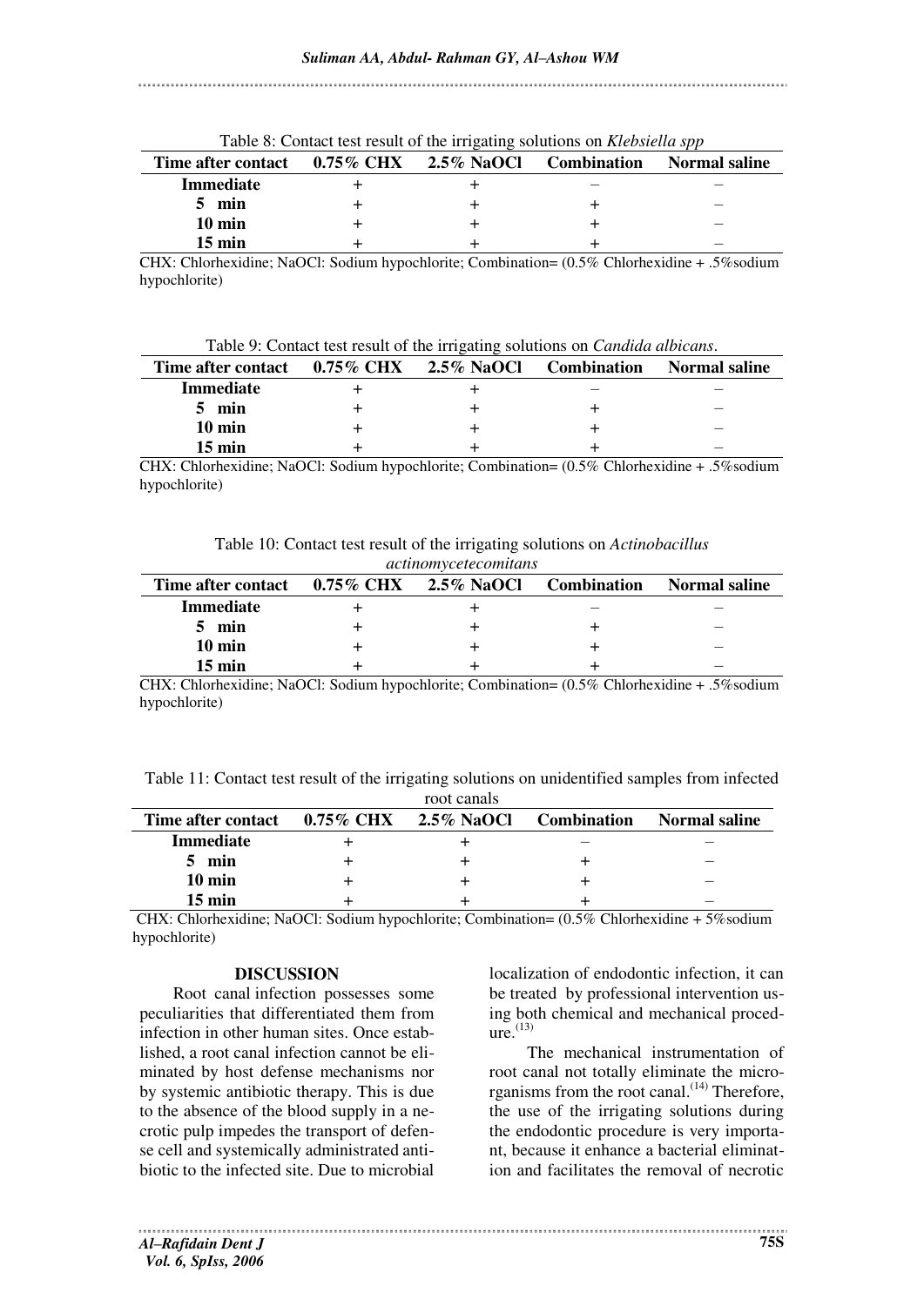Table 8: Contact test result of the irrigating solutions on *Klebsiella spp*

| Time after contact | 0.75% CHX | 2.5% NaOCl | Combination | Normal saline |
|---|---|---|---|---|
| Immediate | + | + | – | – |
| 5 min | + | + | + | – |
| 10 min | + | + | + | – |
| 15 min | + | + | + | – |

CHX: Chlorhexidine; NaOCl: Sodium hypochlorite; Combination= (0.5% Chlorhexidine + .5%sodium hypochlorite)

Table 9: Contact test result of the irrigating solutions on *Candida albicans*.

| Time after contact | 0.75% CHX | 2.5% NaOCl | Combination | Normal saline |
|---|---|---|---|---|
| Immediate | + | + | – | – |
| 5 min | + | + | + | – |
| 10 min | + | + | + | – |
| 15 min | + | + | + | – |

CHX: Chlorhexidine; NaOCl: Sodium hypochlorite; Combination= (0.5% Chlorhexidine + .5%sodium hypochlorite)

Table 10: Contact test result of the irrigating solutions on *Actinobacillus actinomycetecomitans*

| Time after contact | 0.75% CHX | 2.5% NaOCl | Combination | Normal saline |
|---|---|---|---|---|
| Immediate | + | + | – | – |
| 5 min | + | + | + | – |
| 10 min | + | + | + | – |
| 15 min | + | + | + | – |

CHX: Chlorhexidine; NaOCl: Sodium hypochlorite; Combination= (0.5% Chlorhexidine + .5%sodium hypochlorite)

Table 11: Contact test result of the irrigating solutions on unidentified samples from infected root canals

| Time after contact | 0.75% CHX | 2.5% NaOCl | Combination | Normal saline |
|---|---|---|---|---|
| Immediate | + | + | – | – |
| 5 min | + | + | + | – |
| 10 min | + | + | + | – |
| 15 min | + | + | + | – |

CHX: Chlorhexidine; NaOCl: Sodium hypochlorite; Combination= (0.5% Chlorhexidine + 5%sodium hypochlorite)

## DISCUSSION

Root canal infection possesses some peculiarities that differentiated them from infection in other human sites. Once established, a root canal infection cannot be eliminated by host defense mechanisms nor by systemic antibiotic therapy. This is due to the absence of the blood supply in a necrotic pulp impedes the transport of defense cell and systemically administrated antibiotic to the infected site. Due to microbial localization of endodontic infection, it can be treated by professional intervention using both chemical and mechanical procedure.[13]

The mechanical instrumentation of root canal not totally eliminate the microrganisms from the root canal.[14] Therefore, the use of the irrigating solutions during the endodontic procedure is very important, because it enhance a bacterial elimination and facilitates the removal of necrotic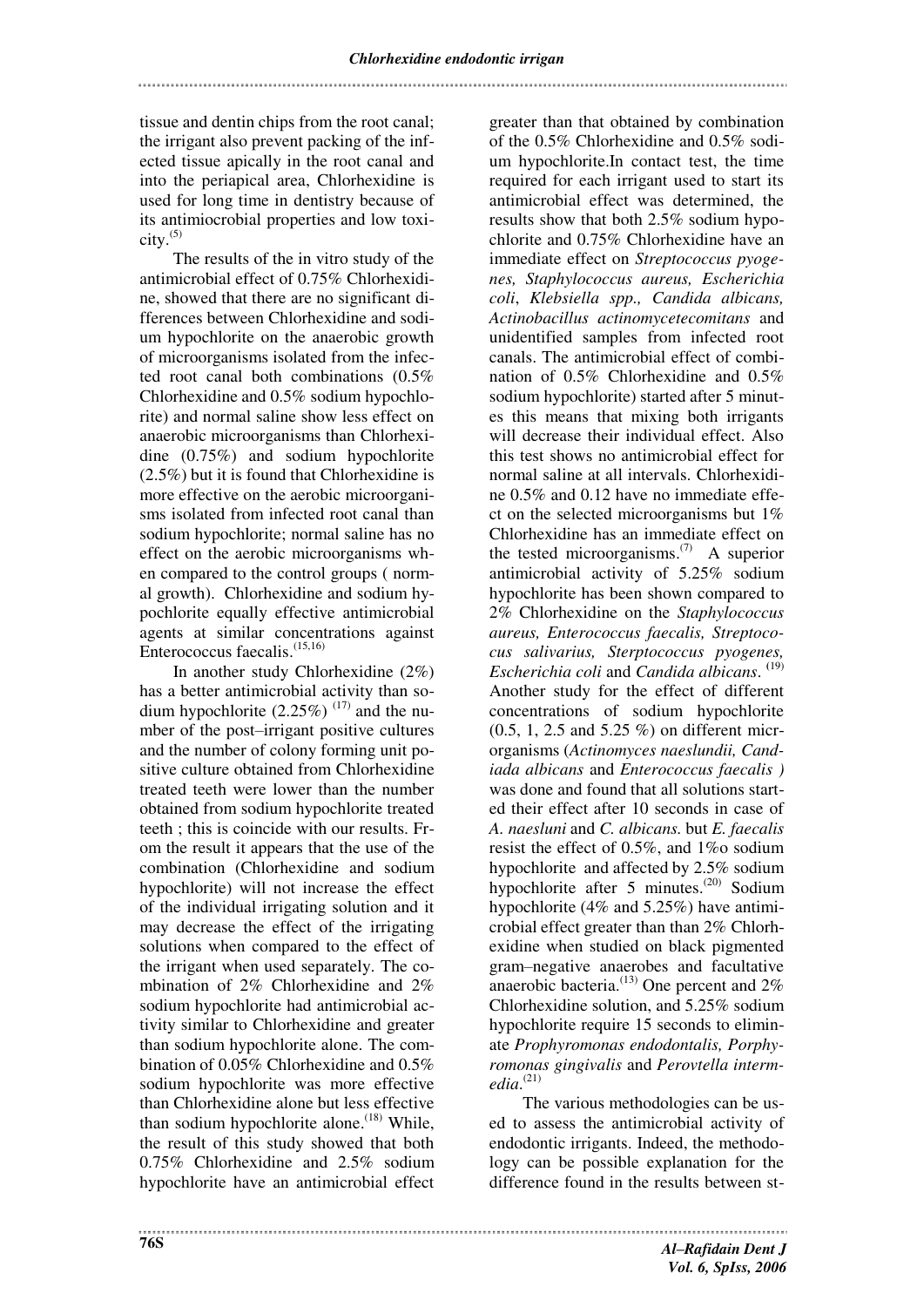tissue and dentin chips from the root canal; the irrigant also prevent packing of the infected tissue apically in the root canal and into the periapical area, Chlorhexidine is used for long time in dentistry because of its antimiocrobial properties and low toxicity.[5]

The results of the in vitro study of the antimicrobial effect of 0.75% Chlorhexidine, showed that there are no significant differences between Chlorhexidine and sodium hypochlorite on the anaerobic growth of microorganisms isolated from the infected root canal both combinations (0.5% Chlorhexidine and 0.5% sodium hypochlorite) and normal saline show less effect on anaerobic microorganisms than Chlorhexidine (0.75%) and sodium hypochlorite (2.5%) but it is found that Chlorhexidine is more effective on the aerobic microorganisms isolated from infected root canal than sodium hypochlorite; normal saline has no effect on the aerobic microorganisms when compared to the control groups ( normal growth). Chlorhexidine and sodium hypochlorite equally effective antimicrobial agents at similar concentrations against Enterococcus faecalis.[15,16]

In another study Chlorhexidine (2%) has a better antimicrobial activity than sodium hypochlorite (2.25%) [17] and the number of the post–irrigant positive cultures and the number of colony forming unit positive culture obtained from Chlorhexidine treated teeth were lower than the number obtained from sodium hypochlorite treated teeth ; this is coincide with our results. From the result it appears that the use of the combination (Chlorhexidine and sodium hypochlorite) will not increase the effect of the individual irrigating solution and it may decrease the effect of the irrigating solutions when compared to the effect of the irrigant when used separately. The combination of 2% Chlorhexidine and 2% sodium hypochlorite had antimicrobial activity similar to Chlorhexidine and greater than sodium hypochlorite alone. The combination of 0.05% Chlorhexidine and 0.5% sodium hypochlorite was more effective than Chlorhexidine alone but less effective than sodium hypochlorite alone.[18] While, the result of this study showed that both 0.75% Chlorhexidine and 2.5% sodium hypochlorite have an antimicrobial effect greater than that obtained by combination of the 0.5% Chlorhexidine and 0.5% sodium hypochlorite.In contact test, the time required for each irrigant used to start its antimicrobial effect was determined, the results show that both 2.5% sodium hypochlorite and 0.75% Chlorhexidine have an immediate effect on *Streptococcus pyogenes, Staphylococcus aureus, Escherichia coli*, *Klebsiella spp., Candida albicans, Actinobacillus actinomycetecomitans* and unidentified samples from infected root canals. The antimicrobial effect of combination of 0.5% Chlorhexidine and 0.5% sodium hypochlorite) started after 5 minutes this means that mixing both irrigants will decrease their individual effect. Also this test shows no antimicrobial effect for normal saline at all intervals. Chlorhexidine 0.5% and 0.12 have no immediate effect on the selected microorganisms but 1% Chlorhexidine has an immediate effect on the tested microorganisms.[7] A superior antimicrobial activity of 5.25% sodium hypochlorite has been shown compared to 2% Chlorhexidine on the *Staphylococcus aureus, Enterococcus faecalis, Streptococus salivarius, Sterptococcus pyogenes, Escherichia coli* and *Candida albicans*. [19] Another study for the effect of different concentrations of sodium hypochlorite (0.5, 1, 2.5 and 5.25 %) on different microrganisms (*Actinomyces naeslundii, Candiada albicans* and *Enterococcus faecalis )* was done and found that all solutions started their effect after 10 seconds in case of *A. naesluni* and *C. albicans.* but *E. faecalis* resist the effect of 0.5%, and 1%o sodium hypochlorite and affected by 2.5% sodium hypochlorite after 5 minutes.[20] Sodium hypochlorite (4% and 5.25%) have antimicrobial effect greater than than 2% Chlorhexidine when studied on black pigmented gram–negative anaerobes and facultative anaerobic bacteria.[13] One percent and 2% Chlorhexidine solution, and 5.25% sodium hypochlorite require 15 seconds to eliminate *Prophyromonas endodontalis, Porphyromonas gingivalis* and *Perovtella intermedia*.[21]

The various methodologies can be used to assess the antimicrobial activity of endodontic irrigants. Indeed, the methodology can be possible explanation for the difference found in the results between st-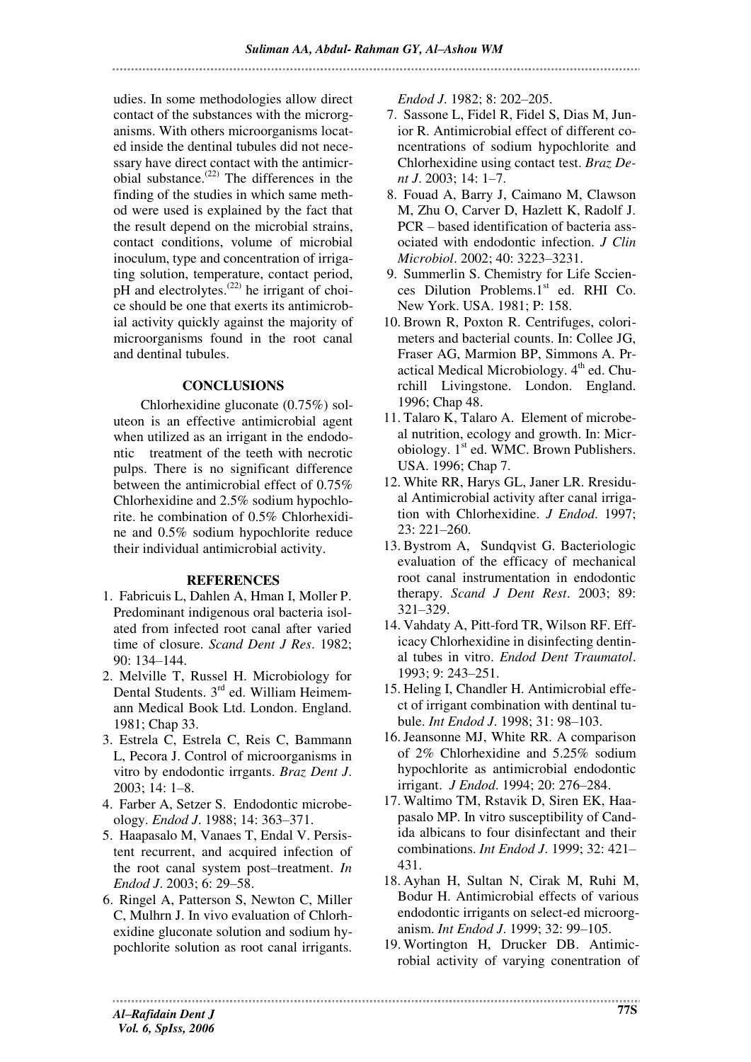udies. In some methodologies allow direct contact of the substances with the microrganisms. With others microorganisms located inside the dentinal tubules did not necessary have direct contact with the antimicrobial substance.[22] The differences in the finding of the studies in which same method were used is explained by the fact that the result depend on the microbial strains, contact conditions, volume of microbial inoculum, type and concentration of irrigating solution, temperature, contact period, pH and electrolytes.[22] he irrigant of choice should be one that exerts its antimicrobial activity quickly against the majority of microorganisms found in the root canal and dentinal tubules.

## CONCLUSIONS

Chlorhexidine gluconate (0.75%) soluteon is an effective antimicrobial agent when utilized as an irrigant in the endodontic treatment of the teeth with necrotic pulps. There is no significant difference between the antimicrobial effect of 0.75% Chlorhexidine and 2.5% sodium hypochlorite. he combination of 0.5% Chlorhexidine and 0.5% sodium hypochlorite reduce their individual antimicrobial activity.

## REFERENCES

1. Fabricuis L, Dahlen A, Hman I, Moller P. Predominant indigenous oral bacteria isolated from infected root canal after varied time of closure. *Scand Dent J Res*. 1982; 90: 134–144.
2. Melville T, Russel H. Microbiology for Dental Students. 3rd ed. William Heimemann Medical Book Ltd. London. England. 1981; Chap 33.
3. Estrela C, Estrela C, Reis C, Bammann L, Pecora J. Control of microorganisms in vitro by endodontic irrgants. *Braz Dent J*. 2003; 14: 1–8.
4. Farber A, Setzer S. Endodontic microbeology. *Endod J*. 1988; 14: 363–371.
5. Haapasalo M, Vanaes T, Endal V. Persistent recurrent, and acquired infection of the root canal system post–treatment. *In Endod J*. 2003; 6: 29–58.
6. Ringel A, Patterson S, Newton C, Miller C, Mulhrn J. In vivo evaluation of Chlorhexidine gluconate solution and sodium hypochlorite solution as root canal irrigants. *Endod J*. 1982; 8: 202–205.
7. Sassone L, Fidel R, Fidel S, Dias M, Junior R. Antimicrobial effect of different concentrations of sodium hypochlorite and Chlorhexidine using contact test. *Braz Dent J*. 2003; 14: 1–7.
8. Fouad A, Barry J, Caimano M, Clawson M, Zhu O, Carver D, Hazlett K, Radolf J. PCR – based identification of bacteria associated with endodontic infection. *J Clin Microbiol*. 2002; 40: 3223–3231.
9. Summerlin S. Chemistry for Life Scciences Dilution Problems.1st ed. RHI Co. New York. USA. 1981; P: 158.
10. Brown R, Poxton R. Centrifuges, colorimeters and bacterial counts. In: Collee JG, Fraser AG, Marmion BP, Simmons A. Practical Medical Microbiology. 4th ed. Churchill Livingstone. London. England. 1996; Chap 48.
11. Talaro K, Talaro A. Element of microbeal nutrition, ecology and growth. In: Microbiology. 1st ed. WMC. Brown Publishers. USA. 1996; Chap 7.
12. White RR, Harys GL, Janer LR. Rresidual Antimicrobial activity after canal irrigation with Chlorhexidine. *J Endod*. 1997; 23: 221–260.
13. Bystrom A, Sundqvist G. Bacteriologic evaluation of the efficacy of mechanical root canal instrumentation in endodontic therapy. *Scand J Dent Rest*. 2003; 89: 321–329.
14. Vahdaty A, Pitt-ford TR, Wilson RF. Efficacy Chlorhexidine in disinfecting dentinal tubes in vitro. *Endod Dent Traumatol*. 1993; 9: 243–251.
15. Heling I, Chandler H. Antimicrobial effect of irrigant combination with dentinal tubule. *Int Endod J*. 1998; 31: 98–103.
16. Jeansonne MJ, White RR. A comparison of 2% Chlorhexidine and 5.25% sodium hypochlorite as antimicrobial endodontic irrigant. *J Endod*. 1994; 20: 276–284.
17. Waltimo TM, Rstavik D, Siren EK, Haapasalo MP. In vitro susceptibility of Candida albicans to four disinfectant and their combinations. *Int Endod J*. 1999; 32: 421–431.
18. Ayhan H, Sultan N, Cirak M, Ruhi M, Bodur H. Antimicrobial effects of various endodontic irrigants on select-ed microorganism. *Int Endod J*. 1999; 32: 99–105.
19. Wortington H, Drucker DB. Antimicrobial activity of varying conentration of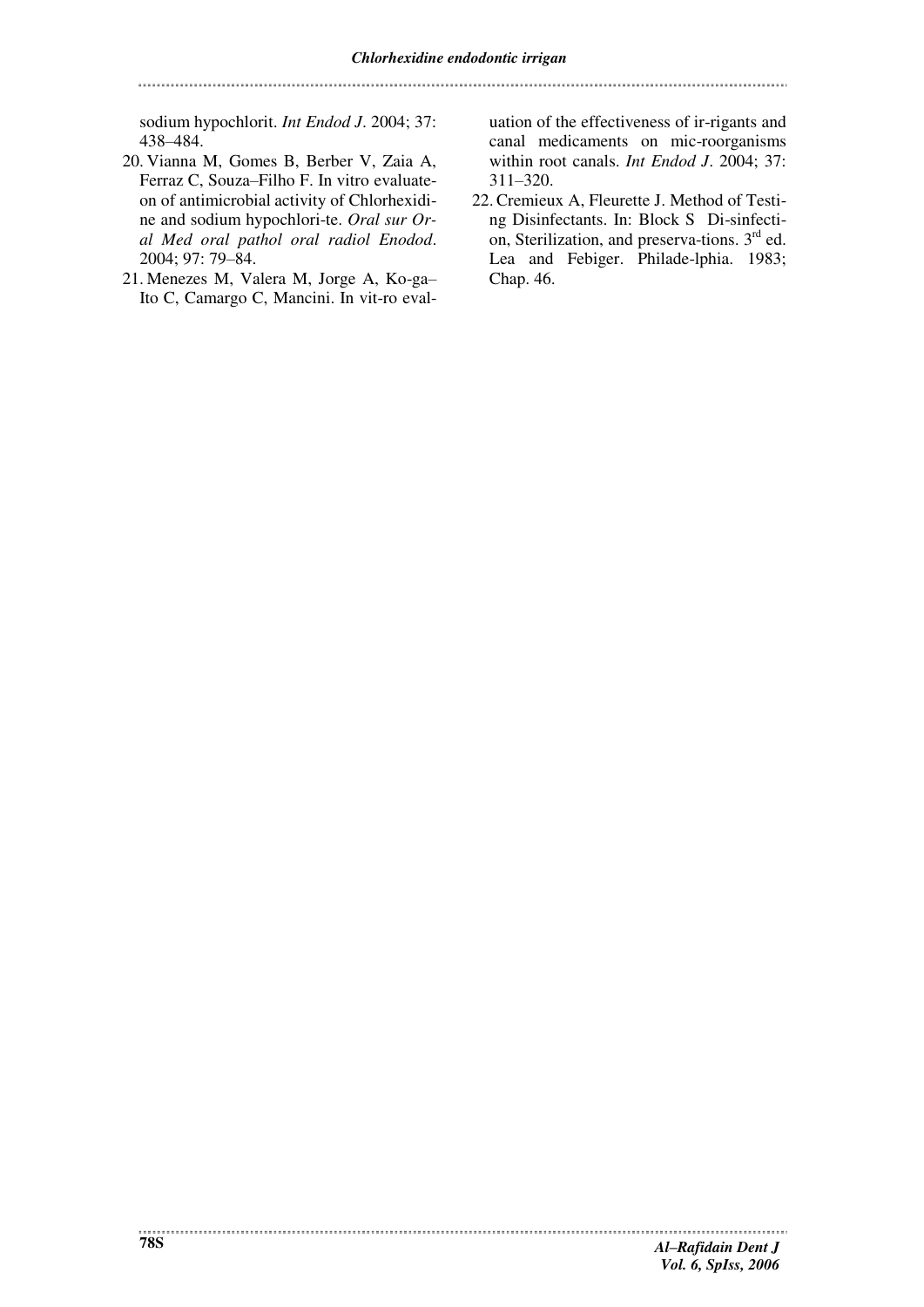sodium hypochlorit. *Int Endod J*. 2004; 37: 438–484.

20. Vianna M, Gomes B, Berber V, Zaia A, Ferraz C, Souza–Filho F. In vitro evaluateon of antimicrobial activity of Chlorhexidine and sodium hypochlori-te. *Oral sur Oral Med oral pathol oral radiol Enodod*. 2004; 97: 79–84.
21. Menezes M, Valera M, Jorge A, Ko-ga–Ito C, Camargo C, Mancini. In vit-ro evaluation of the effectiveness of ir-rigants and canal medicaments on mic-roorganisms within root canals. *Int Endod J*. 2004; 37: 311–320.
22. Cremieux A, Fleurette J. Method of Testing Disinfectants. In: Block S Di-sinfection, Sterilization, and preserva-tions. 3rd ed. Lea and Febiger. Philade-lphia. 1983; Chap. 46.